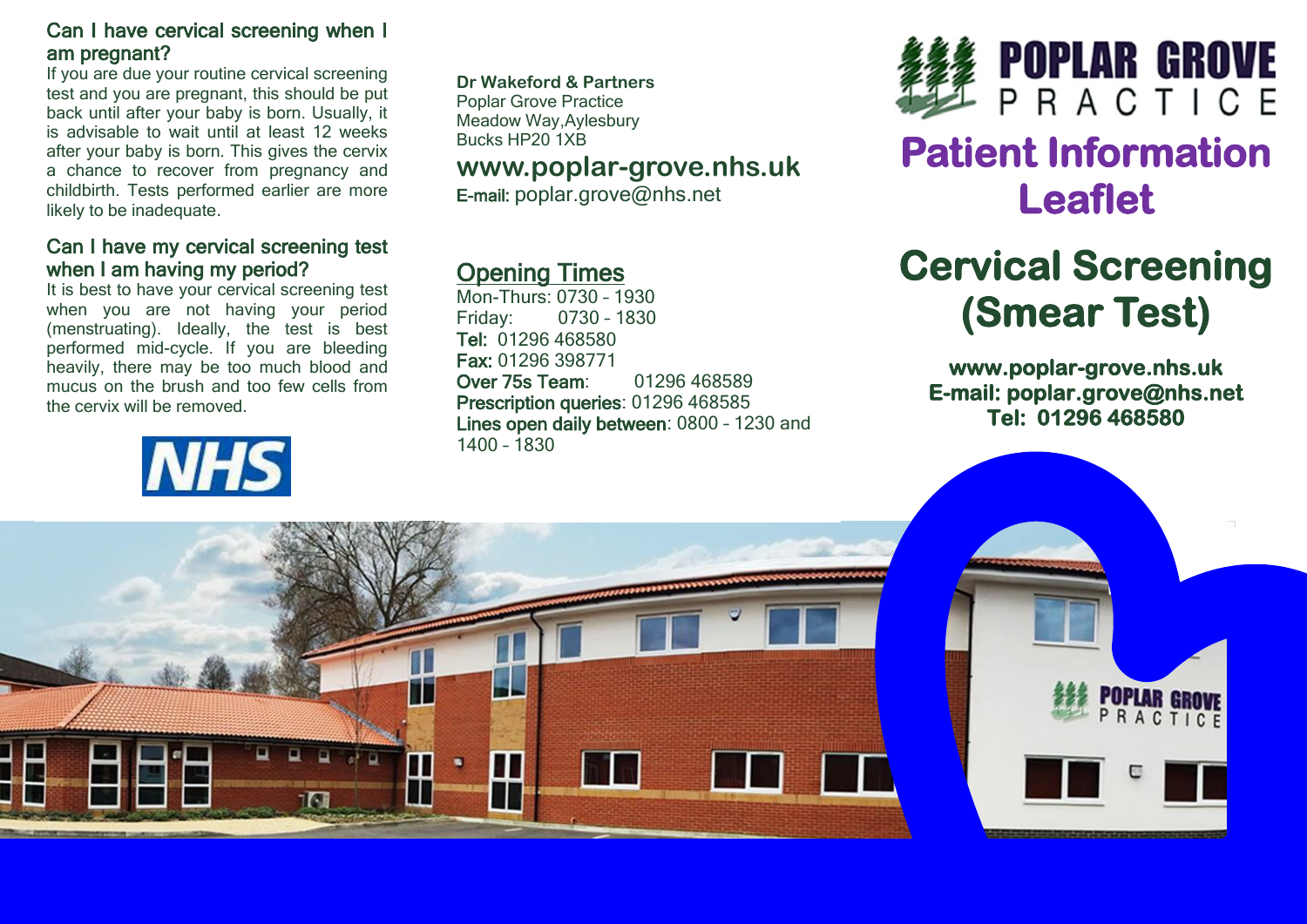### Can I have cervical screening when I am pregnant?

If you are due your routine cervical screening test and you are pregnant, this should be put back until after your baby is born. Usually, it is advisable to wait until at least 12 weeks after your baby is born. This gives the cervix a chance to recover from pregnancy and childbirth. Tests performed earlier are more likely to be inadequate.

### Can I have my cervical screening test when I am having my period?

It is best to have your cervical screening test when you are not having your period (menstruating). Ideally, the test is best performed mid-cycle. If you are bleeding heavily, there may be too much blood and mucus on the brush and too few cells from the cervix will be removed.

NHS

**Dr Wakeford & Partners**
Poplar Grove Practice
Meadow Way,Aylesbury
Bucks HP20 1XB

**www.poplar-grove.nhs.uk**
**E-mail:** poplar.grove@nhs.net

## Opening Times

Mon-Thurs: 0730 – 1930
Friday: 0730 – 1830
**Tel:** 01296 468580
**Fax:** 01296 398771
**Over 75s Team**: 01296 468589
**Prescription queries**: 01296 468585
**Lines open daily between**: 0800 – 1230 and 1400 – 1830

# POPLAR GROVE PRACTICE

# Patient Information Leaflet

# Cervical Screening (Smear Test)

**www.poplar-grove.nhs.uk**
**E-mail: poplar.grove@nhs.net**
**Tel: 01296 468580**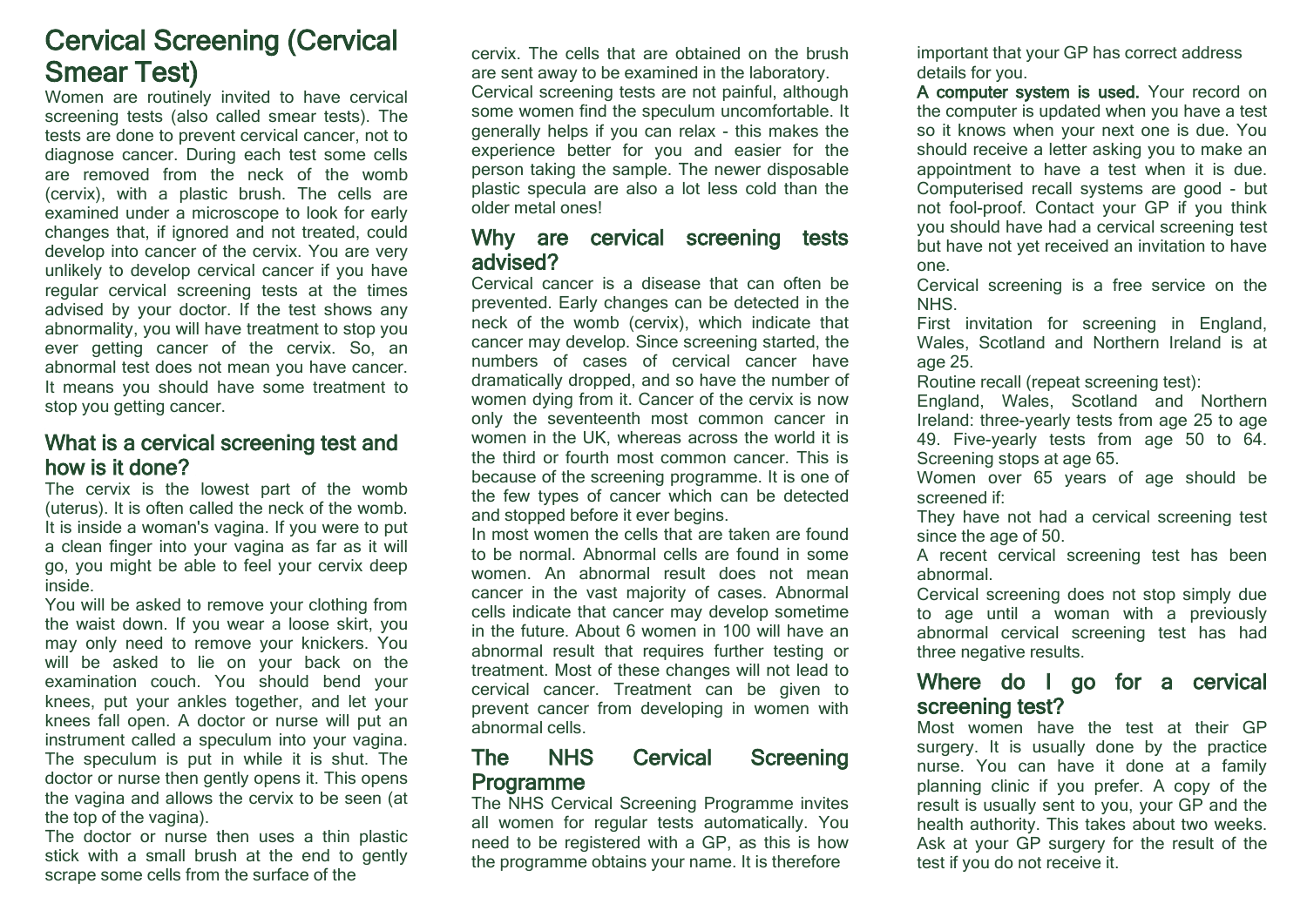# Cervical Screening (Cervical Smear Test)

Women are routinely invited to have cervical screening tests (also called smear tests). The tests are done to prevent cervical cancer, not to diagnose cancer. During each test some cells are removed from the neck of the womb (cervix), with a plastic brush. The cells are examined under a microscope to look for early changes that, if ignored and not treated, could develop into cancer of the cervix. You are very unlikely to develop cervical cancer if you have regular cervical screening tests at the times advised by your doctor. If the test shows any abnormality, you will have treatment to stop you ever getting cancer of the cervix. So, an abnormal test does not mean you have cancer. It means you should have some treatment to stop you getting cancer.

## What is a cervical screening test and how is it done?

The cervix is the lowest part of the womb (uterus). It is often called the neck of the womb. It is inside a woman's vagina. If you were to put a clean finger into your vagina as far as it will go, you might be able to feel your cervix deep inside.

You will be asked to remove your clothing from the waist down. If you wear a loose skirt, you may only need to remove your knickers. You will be asked to lie on your back on the examination couch. You should bend your knees, put your ankles together, and let your knees fall open. A doctor or nurse will put an instrument called a speculum into your vagina. The speculum is put in while it is shut. The doctor or nurse then gently opens it. This opens the vagina and allows the cervix to be seen (at the top of the vagina).

The doctor or nurse then uses a thin plastic stick with a small brush at the end to gently scrape some cells from the surface of the cervix. The cells that are obtained on the brush are sent away to be examined in the laboratory.

Cervical screening tests are not painful, although some women find the speculum uncomfortable. It generally helps if you can relax - this makes the experience better for you and easier for the person taking the sample. The newer disposable plastic specula are also a lot less cold than the older metal ones!

## Why are cervical screening tests advised?

Cervical cancer is a disease that can often be prevented. Early changes can be detected in the neck of the womb (cervix), which indicate that cancer may develop. Since screening started, the numbers of cases of cervical cancer have dramatically dropped, and so have the number of women dying from it. Cancer of the cervix is now only the seventeenth most common cancer in women in the UK, whereas across the world it is the third or fourth most common cancer. This is because of the screening programme. It is one of the few types of cancer which can be detected and stopped before it ever begins.

In most women the cells that are taken are found to be normal. Abnormal cells are found in some women. An abnormal result does not mean cancer in the vast majority of cases. Abnormal cells indicate that cancer may develop sometime in the future. About 6 women in 100 will have an abnormal result that requires further testing or treatment. Most of these changes will not lead to cervical cancer. Treatment can be given to prevent cancer from developing in women with abnormal cells.

## The NHS Cervical Screening Programme

The NHS Cervical Screening Programme invites all women for regular tests automatically. You need to be registered with a GP, as this is how the programme obtains your name. It is therefore important that your GP has correct address details for you.

**A computer system is used.** Your record on the computer is updated when you have a test so it knows when your next one is due. You should receive a letter asking you to make an appointment to have a test when it is due. Computerised recall systems are good - but not fool-proof. Contact your GP if you think you should have had a cervical screening test but have not yet received an invitation to have one.

Cervical screening is a free service on the NHS.

First invitation for screening in England, Wales, Scotland and Northern Ireland is at age 25.

Routine recall (repeat screening test):

England, Wales, Scotland and Northern Ireland: three-yearly tests from age 25 to age 49. Five-yearly tests from age 50 to 64. Screening stops at age 65.

Women over 65 years of age should be screened if:

They have not had a cervical screening test since the age of 50.

A recent cervical screening test has been abnormal.

Cervical screening does not stop simply due to age until a woman with a previously abnormal cervical screening test has had three negative results.

## Where do I go for a cervical screening test?

Most women have the test at their GP surgery. It is usually done by the practice nurse. You can have it done at a family planning clinic if you prefer. A copy of the result is usually sent to you, your GP and the health authority. This takes about two weeks. Ask at your GP surgery for the result of the test if you do not receive it.